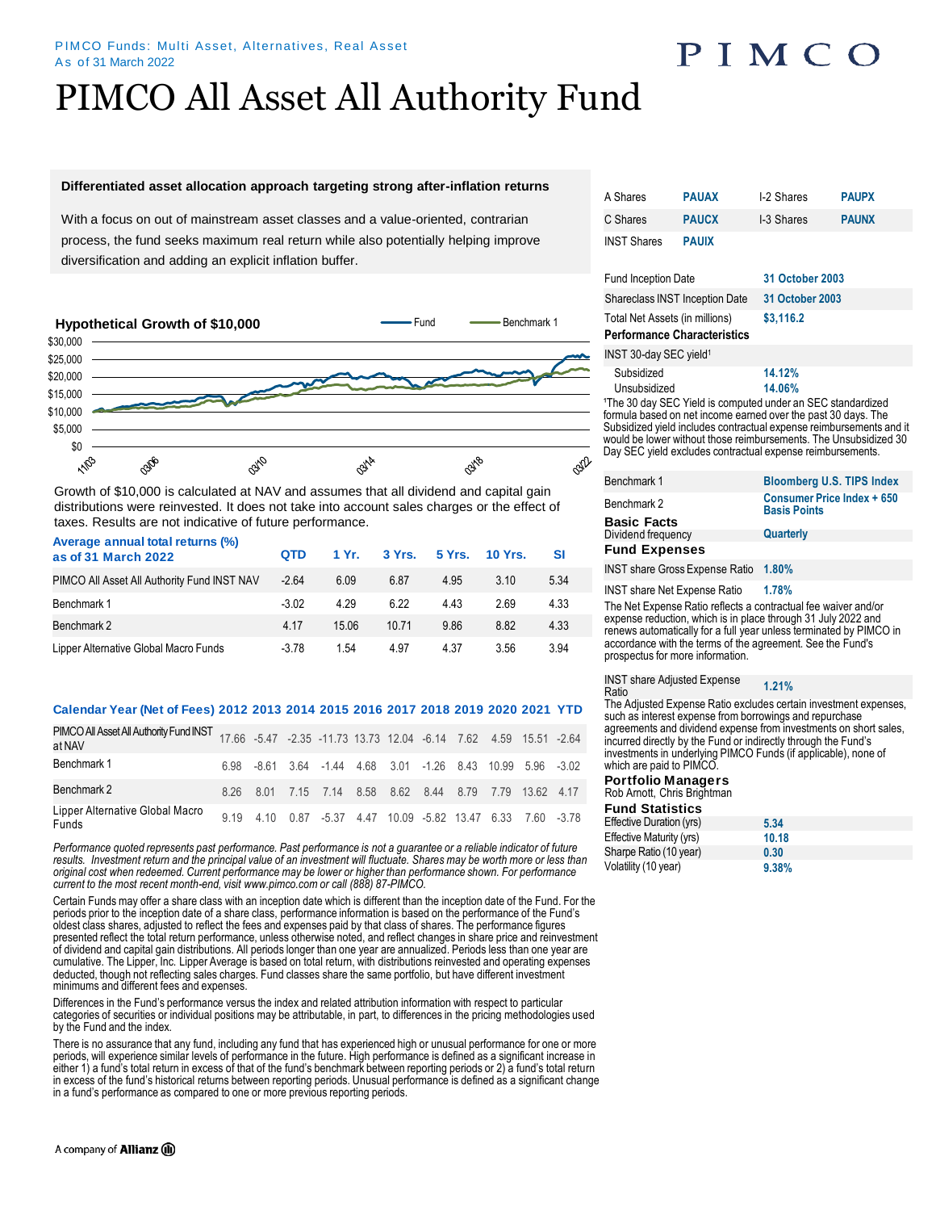PIMCO Funds: Multi Asset, Alternatives, Real Asset
As of 31 March 2022

# PIMCO All Asset All Authority Fund

**Differentiated asset allocation approach targeting strong after-inflation returns**

With a focus on out of mainstream asset classes and a value-oriented, contrarian process, the fund seeks maximum real return while also potentially helping improve diversification and adding an explicit inflation buffer.

### Hypothetical Growth of $10,000

Fund — Benchmark 1

$30,000 / $25,000 / $20,000 / $15,000 / $10,000 / $5,000 / $0

11/03 03/06 03/10 03/14 03/18 03/22

Growth of $10,000 is calculated at NAV and assumes that all dividend and capital gain distributions were reinvested. It does not take into account sales charges or the effect of taxes. Results are not indicative of future performance.

| Average annual total returns (%) as of 31 March 2022 | QTD | 1 Yr. | 3 Yrs. | 5 Yrs. | 10 Yrs. | SI |
|---|---|---|---|---|---|---|
| PIMCO All Asset All Authority Fund INST NAV | -2.64 | 6.09 | 6.87 | 4.95 | 3.10 | 5.34 |
| Benchmark 1 | -3.02 | 4.29 | 6.22 | 4.43 | 2.69 | 4.33 |
| Benchmark 2 | 4.17 | 15.06 | 10.71 | 9.86 | 8.82 | 4.33 |
| Lipper Alternative Global Macro Funds | -3.78 | 1.54 | 4.97 | 4.37 | 3.56 | 3.94 |

| Calendar Year (Net of Fees) | 2012 | 2013 | 2014 | 2015 | 2016 | 2017 | 2018 | 2019 | 2020 | 2021 | YTD |
|---|---|---|---|---|---|---|---|---|---|---|---|
| PIMCO All Asset All Authority Fund INST at NAV | 17.66 | -5.47 | -2.35 | -11.73 | 13.73 | 12.04 | -6.14 | 7.62 | 4.59 | 15.51 | -2.64 |
| Benchmark 1 | 6.98 | -8.61 | 3.64 | -1.44 | 4.68 | 3.01 | -1.26 | 8.43 | 10.99 | 5.96 | -3.02 |
| Benchmark 2 | 8.26 | 8.01 | 7.15 | 7.14 | 8.58 | 8.62 | 8.44 | 8.79 | 7.79 | 13.62 | 4.17 |
| Lipper Alternative Global Macro Funds | 9.19 | 4.10 | 0.87 | -5.37 | 4.47 | 10.09 | -5.82 | 13.47 | 6.33 | 7.60 | -3.78 |

*Performance quoted represents past performance. Past performance is not a guarantee or a reliable indicator of future results. Investment return and the principal value of an investment will fluctuate. Shares may be worth more or less than original cost when redeemed. Current performance may be lower or higher than performance shown. For performance current to the most recent month-end, visit www.pimco.com or call (888) 87-PIMCO.*

Certain Funds may offer a share class with an inception date which is different than the inception date of the Fund. For the periods prior to the inception date of a share class, performance information is based on the performance of the Fund's oldest class shares, adjusted to reflect the fees and expenses paid by that class of shares. The performance figures presented reflect the total return performance, unless otherwise noted, and reflect changes in share price and reinvestment of dividend and capital gain distributions. All periods longer than one year are annualized. Periods less than one year are cumulative. The Lipper, Inc. Lipper Average is based on total return, with distributions reinvested and operating expenses deducted, though not reflecting sales charges. Fund classes share the same portfolio, but have different investment minimums and different fees and expenses.

Differences in the Fund's performance versus the index and related attribution information with respect to particular categories of securities or individual positions may be attributable, in part, to differences in the pricing methodologies used by the Fund and the index.

There is no assurance that any fund, including any fund that has experienced high or unusual performance for one or more periods, will experience similar levels of performance in the future. High performance is defined as a significant increase in either 1) a fund's total return in excess of that of the fund's benchmark between reporting periods or 2) a fund's total return in excess of the fund's historical returns between reporting periods. Unusual performance is defined as a significant change in a fund's performance as compared to one or more previous reporting periods.

| | | | |
|---|---|---|---|
| A Shares | PAUAX | I-2 Shares | PAUPX |
| C Shares | PAUCX | I-3 Shares | PAUNX |
| INST Shares | PAUIX | | |

| | |
|---|---|
| Fund Inception Date | 31 October 2003 |
| Shareclass INST Inception Date | 31 October 2003 |
| Total Net Assets (in millions) | $3,116.2 |

**Performance Characteristics**

| | |
|---|---|
| INST 30-day SEC yield[1] | |
| Subsidized | 14.12% |
| Unsubsidized | 14.06% |

[1]The 30 day SEC Yield is computed under an SEC standardized formula based on net income earned over the past 30 days. The Subsidized yield includes contractual expense reimbursements and it would be lower without those reimbursements. The Unsubsidized 30 Day SEC yield excludes contractual expense reimbursements.

| | |
|---|---|
| Benchmark 1 | Bloomberg U.S. TIPS Index |
| Benchmark 2 | Consumer Price Index + 650 Basis Points |

**Basic Facts**

| | |
|---|---|
| Dividend frequency | Quarterly |

**Fund Expenses**

| | |
|---|---|
| INST share Gross Expense Ratio | 1.80% |
| INST share Net Expense Ratio | 1.78% |

The Net Expense Ratio reflects a contractual fee waiver and/or expense reduction, which is in place through 31 July 2022 and renews automatically for a full year unless terminated by PIMCO in accordance with the terms of the agreement. See the Fund's prospectus for more information.

| | |
|---|---|
| INST share Adjusted Expense Ratio | 1.21% |

The Adjusted Expense Ratio excludes certain investment expenses, such as interest expense from borrowings and repurchase agreements and dividend expense from investments on short sales, incurred directly by the Fund or indirectly through the Fund's investments in underlying PIMCO Funds (if applicable), none of which are paid to PIMCO.

**Portfolio Managers**

Rob Arnott, Chris Brightman

**Fund Statistics**

| | |
|---|---|
| Effective Duration (yrs) | 5.34 |
| Effective Maturity (yrs) | 10.18 |
| Sharpe Ratio (10 year) | 0.30 |
| Volatility (10 year) | 9.38% |

A company of Allianz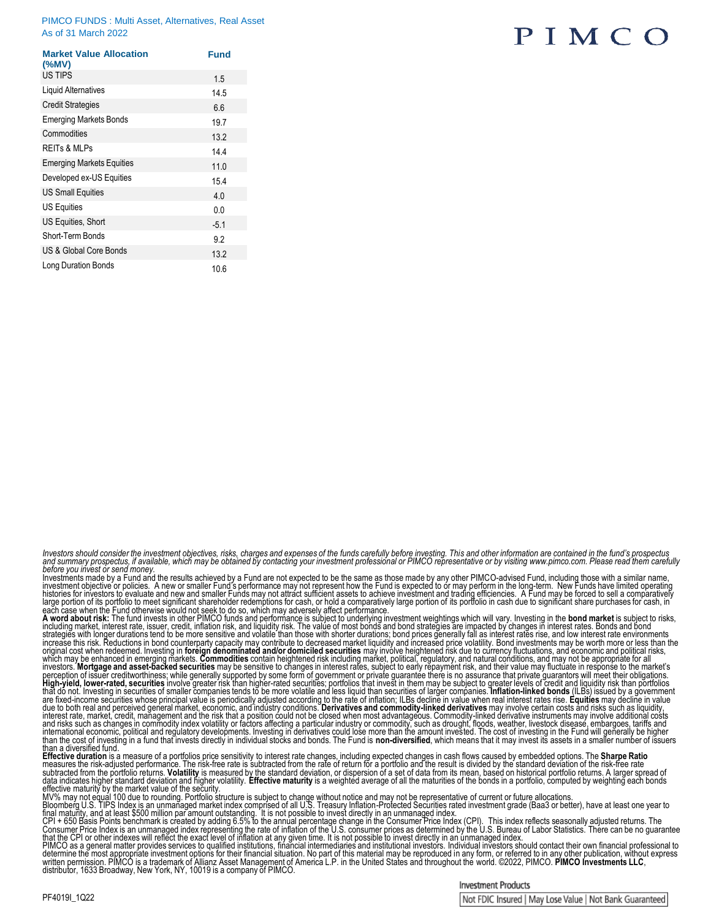| Market Value Allocation (%MV) | Fund |
|---|---|
| US TIPS | 1.5 |
| Liquid Alternatives | 14.5 |
| Credit Strategies | 6.6 |
| Emerging Markets Bonds | 19.7 |
| Commodities | 13.2 |
| REITs & MLPs | 14.4 |
| Emerging Markets Equities | 11.0 |
| Developed ex-US Equities | 15.4 |
| US Small Equities | 4.0 |
| US Equities | 0.0 |
| US Equities, Short | -5.1 |
| Short-Term Bonds | 9.2 |
| US & Global Core Bonds | 13.2 |
| Long Duration Bonds | 10.6 |

*Investors should consider the investment objectives, risks, charges and expenses of the funds carefully before investing. This and other information are contained in the fund's prospectus and summary prospectus, if available, which may be obtained by contacting your investment professional or PIMCO representative or by visiting www.pimco.com. Please read them carefully before you invest or send money.*

Investments made by a Fund and the results achieved by a Fund are not expected to be the same as those made by any other PIMCO-advised Fund, including those with a similar name, investment objective or policies. A new or smaller Fund's performance may not represent how the Fund is expected to or may perform in the long-term. New Funds have limited operating histories for investors to evaluate and new and smaller Funds may not attract sufficient assets to achieve investment and trading efficiencies. A Fund may be forced to sell a comparatively large portion of its portfolio to meet significant shareholder redemptions for cash, or hold a comparatively large portion of its portfolio in cash due to significant share purchases for cash, in each case when the Fund otherwise would not seek to do so, which may adversely affect performance.

**A word about risk:** The fund invests in other PIMCO funds and performance is subject to underlying investment weightings which will vary. Investing in the **bond market** is subject to risks, including market, interest rate, issuer, credit, inflation risk, and liquidity risk. The value of most bonds and bond strategies are impacted by changes in interest rates. Bonds and bond strategies with longer durations tend to be more sensitive and volatile than those with shorter durations; bond prices generally fall as interest rates rise, and low interest rate environments increase this risk. Reductions in bond counterparty capacity may contribute to decreased market liquidity and increased price volatility. Bond investments may be worth more or less than the original cost when redeemed. Investing in **foreign denominated and/or domiciled securities** may involve heightened risk due to currency fluctuations, and economic and political risks, which may be enhanced in emerging markets. **Commodities** contain heightened risk including market, political, regulatory, and natural conditions, and may not be appropriate for all investors. **Mortgage and asset-backed securities** may be sensitive to changes in interest rates, subject to early repayment risk, and their value may fluctuate in response to the market's perception of issuer creditworthiness; while generally supported by some form of government or private guarantee there is no assurance that private guarantors will meet their obligations. **High-yield, lower-rated, securities** involve greater risk than higher-rated securities; portfolios that invest in them may be subject to greater levels of credit and liquidity risk than portfolios that do not. Investing in securities of smaller companies tends to be more volatile and less liquid than securities of larger companies. **Inflation-linked bonds** (ILBs) issued by a government are fixed-income securities whose principal value is periodically adjusted according to the rate of inflation; ILBs decline in value when real interest rates rise. **Equities** may decline in value due to both real and perceived general market, economic, and industry conditions. **Derivatives and commodity-linked derivatives** may involve certain costs and risks such as liquidity, interest rate, market, credit, management and the risk that a position could not be closed when most advantageous. Commodity-linked derivative instruments may involve additional costs and risks such as changes in commodity index volatility or factors affecting a particular industry or commodity, such as drought, floods, weather, livestock disease, embargoes, tariffs and international economic, political and regulatory developments. Investing in derivatives could lose more than the amount invested. The cost of investing in the Fund will generally be higher than the cost of investing in a fund that invests directly in individual stocks and bonds. The Fund is **non-diversified**, which means that it may invest its assets in a smaller number of issuers than a diversified fund.

**Effective duration** is a measure of a portfolios price sensitivity to interest rate changes, including expected changes in cash flows caused by embedded options. The **Sharpe Ratio** measures the risk-adjusted performance. The risk-free rate is subtracted from the rate of return for a portfolio and the result is divided by the standard deviation of the risk-free rate subtracted from the portfolio returns. **Volatility** is measured by the standard deviation, or dispersion of a set of data from its mean, based on historical portfolio returns. A larger spread of data indicates higher standard deviation and higher volatility. **Effective maturity** is a weighted average of all the maturities of the bonds in a portfolio, computed by weighting each bonds effective maturity by the market value of the security.

MV% may not equal 100 due to rounding. Portfolio structure is subject to change without notice and may not be representative of current or future allocations.

Bloomberg U.S. TIPS Index is an unmanaged market index comprised of all U.S. Treasury Inflation-Protected Securities rated investment grade (Baa3 or better), have at least one year to final maturity, and at least $500 million par amount outstanding. It is not possible to invest directly in an unmanaged index.

CPI + 650 Basis Points benchmark is created by adding 6.5% to the annual percentage change in the Consumer Price Index (CPI). This index reflects seasonally adjusted returns. The Consumer Price Index is an unmanaged index representing the rate of inflation of the U.S. consumer prices as determined by the U.S. Bureau of Labor Statistics. There can be no guarantee that the CPI or other indexes will reflect the exact level of inflation at any given time. It is not possible to invest directly in an unmanaged index.

PIMCO as a general matter provides services to qualified institutions, financial intermediaries and institutional investors. Individual investors should contact their own financial professional to determine the most appropriate investment options for their financial situation. No part of this material may be reproduced in any form, or referred to in any other publication, without express written permission. PIMCO is a trademark of Allianz Asset Management of America L.P. in the United States and throughout the world. ©2022, PIMCO. **PIMCO Investments LLC**, distributor, 1633 Broadway, New York, NY, 10019 is a company of PIMCO.

PF4019I_1Q22

Investment Products

Not FDIC Insured | May Lose Value | Not Bank Guaranteed